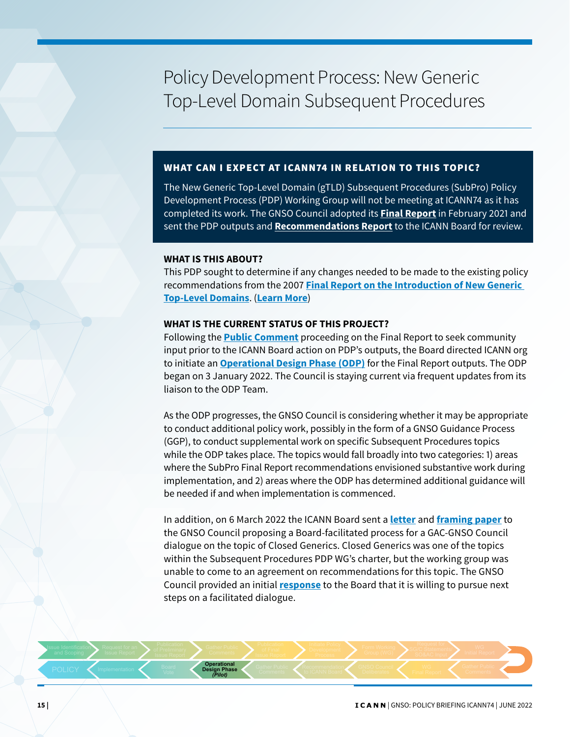# Policy Development Process: New Generic Top-Level Domain Subsequent Procedures

## WHAT CAN I EXPECT AT ICANN74 IN RELATION TO THIS TOPIC?

The New Generic Top-Level Domain (gTLD) Subsequent Procedures (SubPro) Policy Development Process (PDP) Working Group will not be meeting at ICANN74 as it has completed its work. The GNSO Council adopted its **Final Report** in February 2021 and sent the PDP outputs and **Recommendations Report** to the ICANN Board for review.

### WHAT IS THIS ABOUT?

This PDP sought to determine if any changes needed to be made to the existing policy recommendations from the 2007 **Final Report on the Introduction of New Generic Top-Level Domains**. (**Learn More**)

### WHAT IS THE CURRENT STATUS OF THIS PROJECT?

Following the **Public Comment** proceeding on the Final Report to seek community input prior to the ICANN Board action on PDP's outputs, the Board directed ICANN org to initiate an **Operational Design Phase (ODP)** for the Final Report outputs. The ODP began on 3 January 2022. The Council is staying current via frequent updates from its liaison to the ODP Team.

As the ODP progresses, the GNSO Council is considering whether it may be appropriate to conduct additional policy work, possibly in the form of a GNSO Guidance Process (GGP), to conduct supplemental work on specific Subsequent Procedures topics while the ODP takes place. The topics would fall broadly into two categories: 1) areas where the SubPro Final Report recommendations envisioned substantive work during implementation, and 2) areas where the ODP has determined additional guidance will be needed if and when implementation is commenced.

In addition, on 6 March 2022 the ICANN Board sent a **letter** and **framing paper** to the GNSO Council proposing a Board-facilitated process for a GAC-GNSO Council dialogue on the topic of Closed Generics. Closed Generics was one of the topics within the Subsequent Procedures PDP WG's charter, but the working group was unable to come to an agreement on recommendations for this topic. The GNSO Council provided an initial **response** to the Board that it is willing to pursue next steps on a facilitated dialogue.

Issue Identification and Scoping
Request for an Issue Report
Publication of Preliminary Issue Report
Gather Public Comments
Publication of Final Issue Report
Initiate Policy Development Process
Form Working Group (WG)
Request for SG/C Statements/ SO&AC Input
WG Initial Report
POLICY
Implementation
Board Vote
**Operational Design Phase *(Pilot)***
Gather Public Comments
Recommendation to ICANN Board
GNSO Council Deliberations
WG Final Report
Gather Public Comments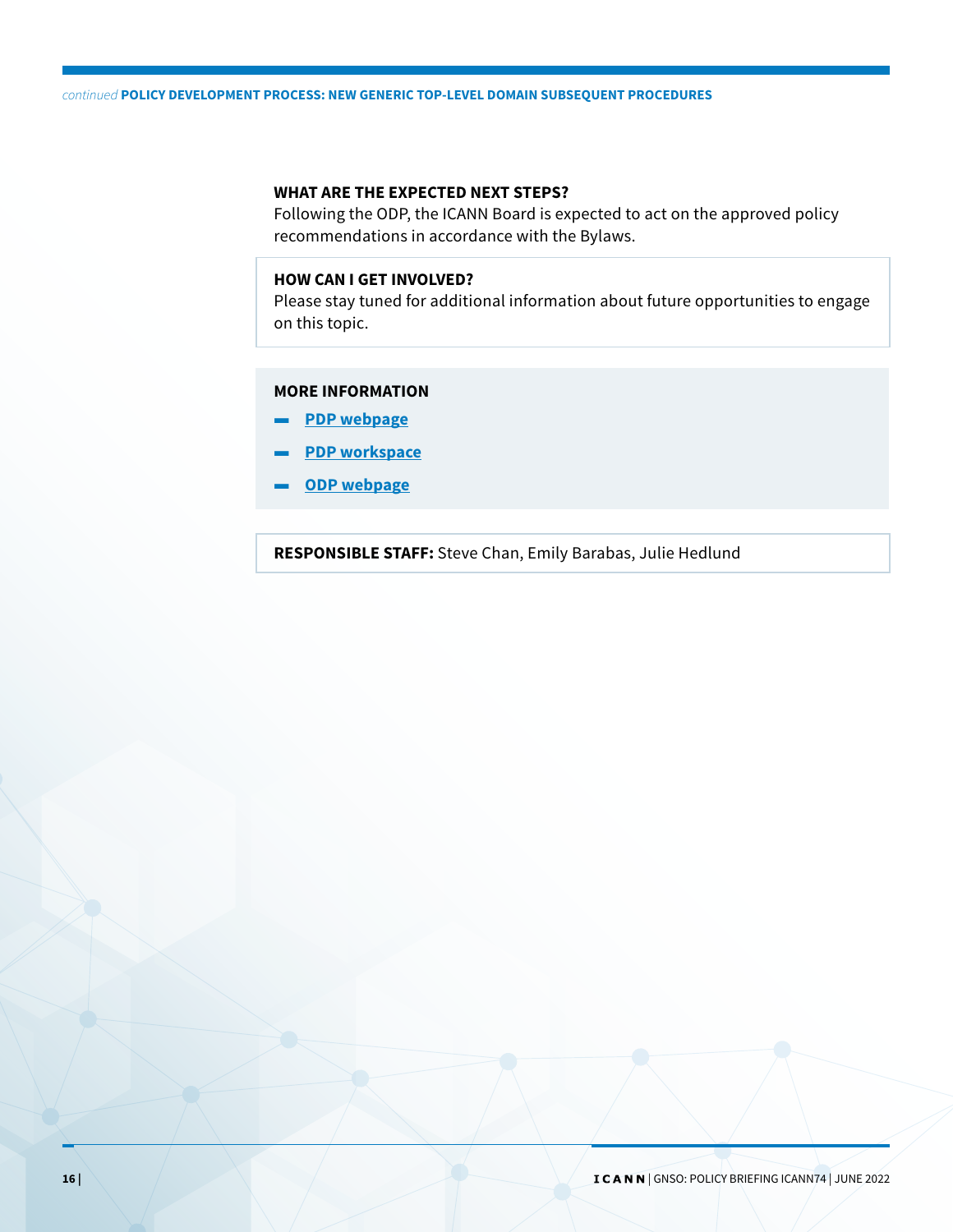### WHAT ARE THE EXPECTED NEXT STEPS?

Following the ODP, the ICANN Board is expected to act on the approved policy recommendations in accordance with the Bylaws.

### HOW CAN I GET INVOLVED?

Please stay tuned for additional information about future opportunities to engage on this topic.

### MORE INFORMATION

- **PDP webpage**
- **PDP workspace**
- **ODP webpage**

**RESPONSIBLE STAFF:** Steve Chan, Emily Barabas, Julie Hedlund